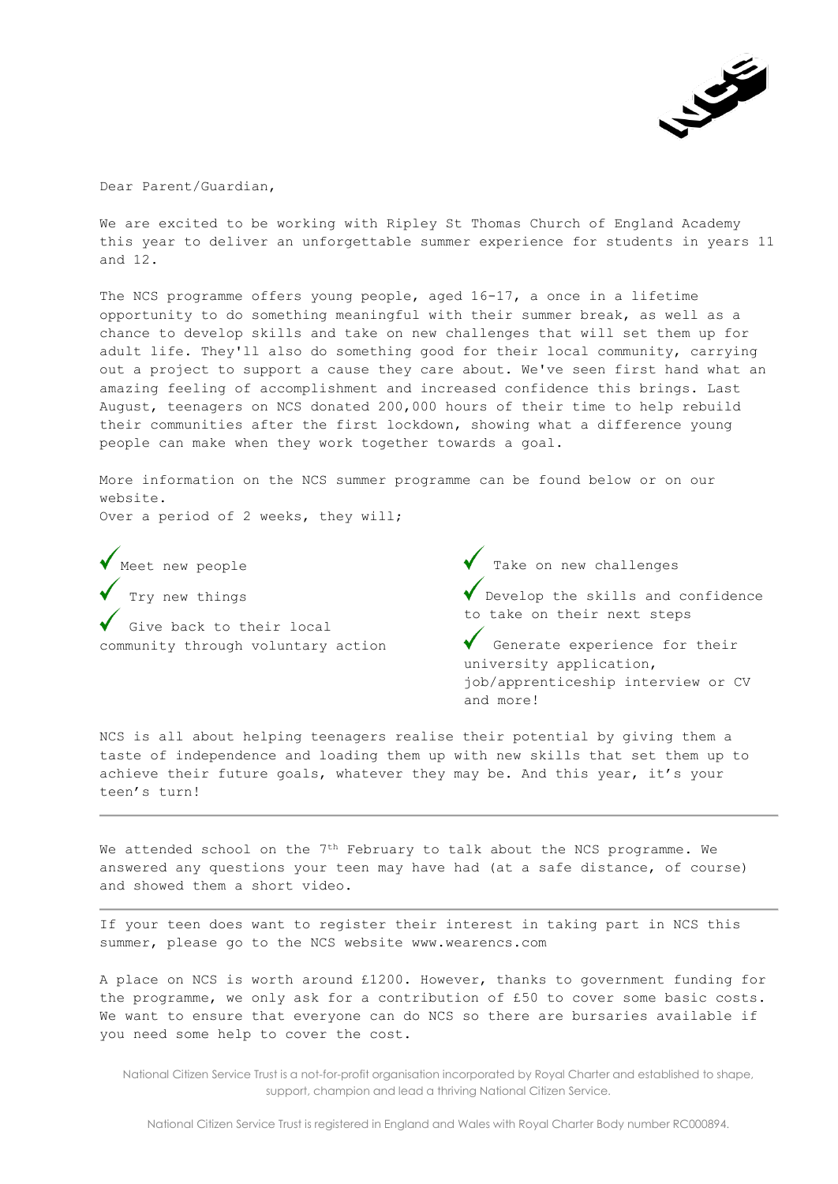Dear Parent/Guardian,

We are excited to be working with Ripley St Thomas Church of England Academy this year to deliver an unforgettable summer experience for students in years 11 and 12.

The NCS programme offers young people, aged 16-17, a once in a lifetime opportunity to do something meaningful with their summer break, as well as a chance to develop skills and take on new challenges that will set them up for adult life. They'll also do something good for their local community, carrying out a project to support a cause they care about. We've seen first hand what an amazing feeling of accomplishment and increased confidence this brings. Last August, teenagers on NCS donated 200,000 hours of their time to help rebuild their communities after the first lockdown, showing what a difference young people can make when they work together towards a goal.

More information on the NCS summer programme can be found below or on our website.
Over a period of 2 weeks, they will;

- ✓ Meet new people
- ✓ Try new things
- ✓ Give back to their local community through voluntary action
- ✓ Take on new challenges
- ✓ Develop the skills and confidence to take on their next steps
- ✓ Generate experience for their university application, job/apprenticeship interview or CV and more!

NCS is all about helping teenagers realise their potential by giving them a taste of independence and loading them up with new skills that set them up to achieve their future goals, whatever they may be. And this year, it's your teen's turn!

---

We attended school on the 7th February to talk about the NCS programme. We answered any questions your teen may have had (at a safe distance, of course) and showed them a short video.

---

If your teen does want to register their interest in taking part in NCS this summer, please go to the NCS website www.wearencs.com

A place on NCS is worth around £1200. However, thanks to government funding for the programme, we only ask for a contribution of £50 to cover some basic costs. We want to ensure that everyone can do NCS so there are bursaries available if you need some help to cover the cost.

National Citizen Service Trust is a not-for-profit organisation incorporated by Royal Charter and established to shape, support, champion and lead a thriving National Citizen Service.

National Citizen Service Trust is registered in England and Wales with Royal Charter Body number RC000894.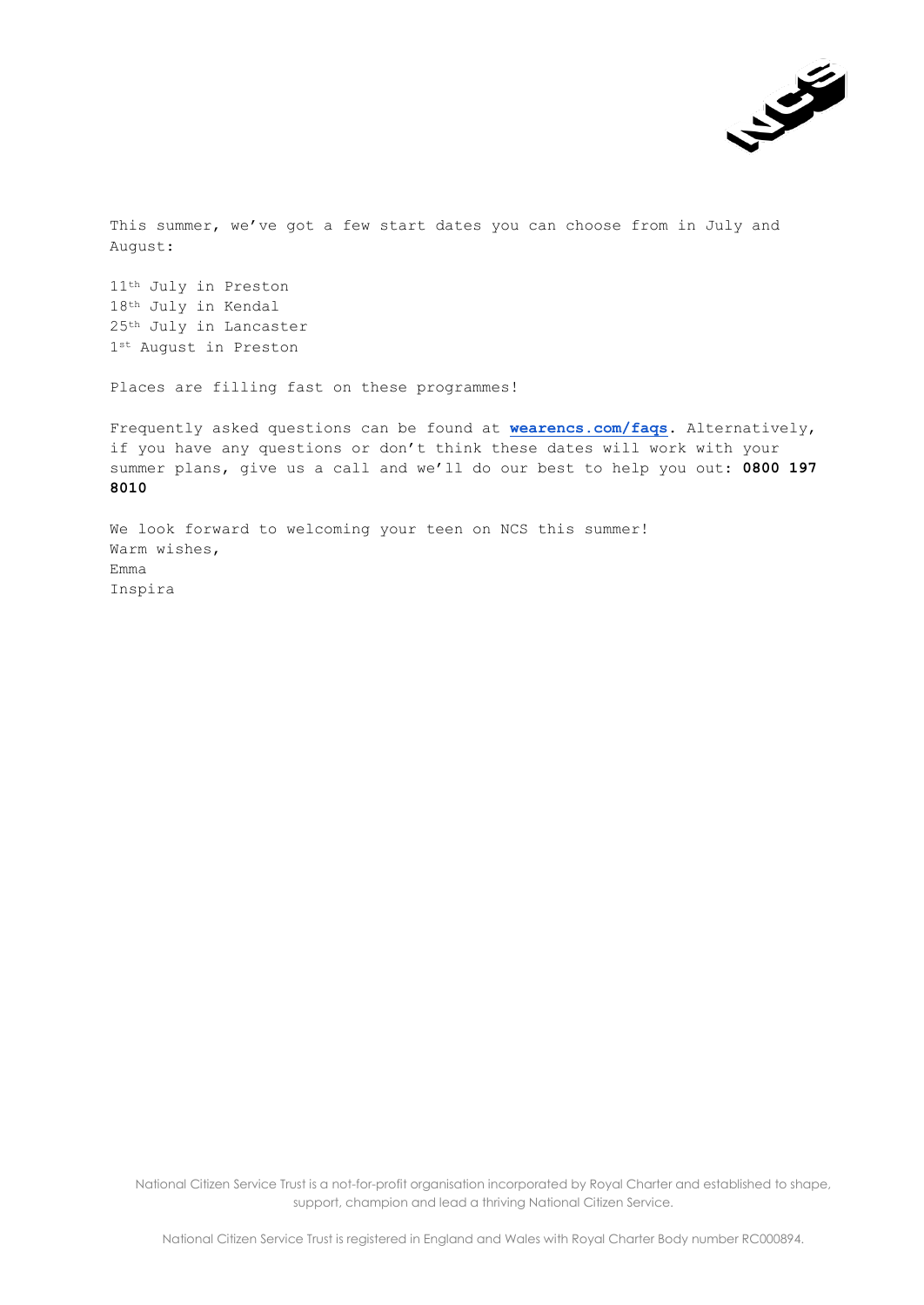This summer, we've got a few start dates you can choose from in July and August:

11th July in Preston
18th July in Kendal
25th July in Lancaster
1st August in Preston

Places are filling fast on these programmes!

Frequently asked questions can be found at **wearencs.com/faqs**. Alternatively, if you have any questions or don't think these dates will work with your summer plans, give us a call and we'll do our best to help you out: **0800 197 8010**

We look forward to welcoming your teen on NCS this summer!
Warm wishes,
Emma
Inspira

National Citizen Service Trust is a not-for-profit organisation incorporated by Royal Charter and established to shape, support, champion and lead a thriving National Citizen Service.

National Citizen Service Trust is registered in England and Wales with Royal Charter Body number RC000894.